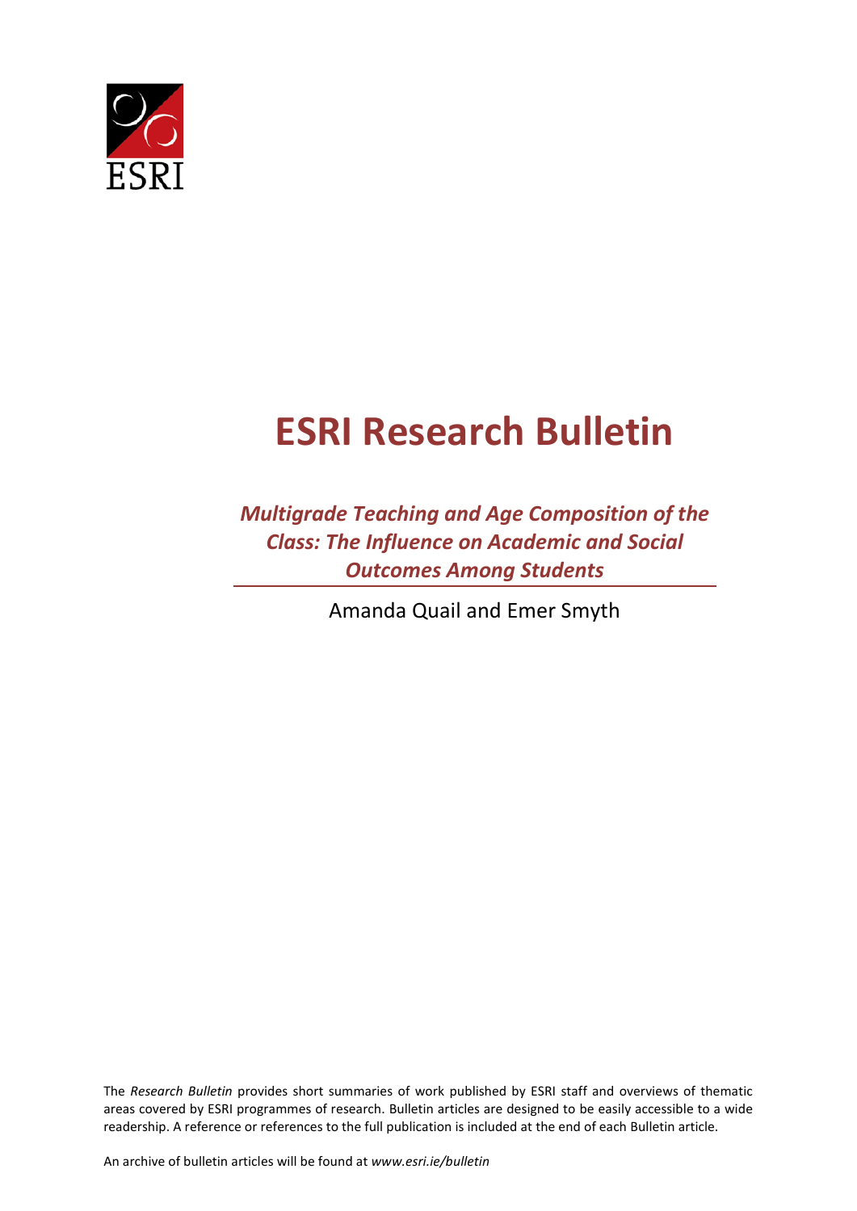ESRI

# ESRI Research Bulletin

## *Multigrade Teaching and Age Composition of the Class: The Influence on Academic and Social Outcomes Among Students*

Amanda Quail and Emer Smyth

The *Research Bulletin* provides short summaries of work published by ESRI staff and overviews of thematic areas covered by ESRI programmes of research. Bulletin articles are designed to be easily accessible to a wide readership. A reference or references to the full publication is included at the end of each Bulletin article.

An archive of bulletin articles will be found at *www.esri.ie/bulletin*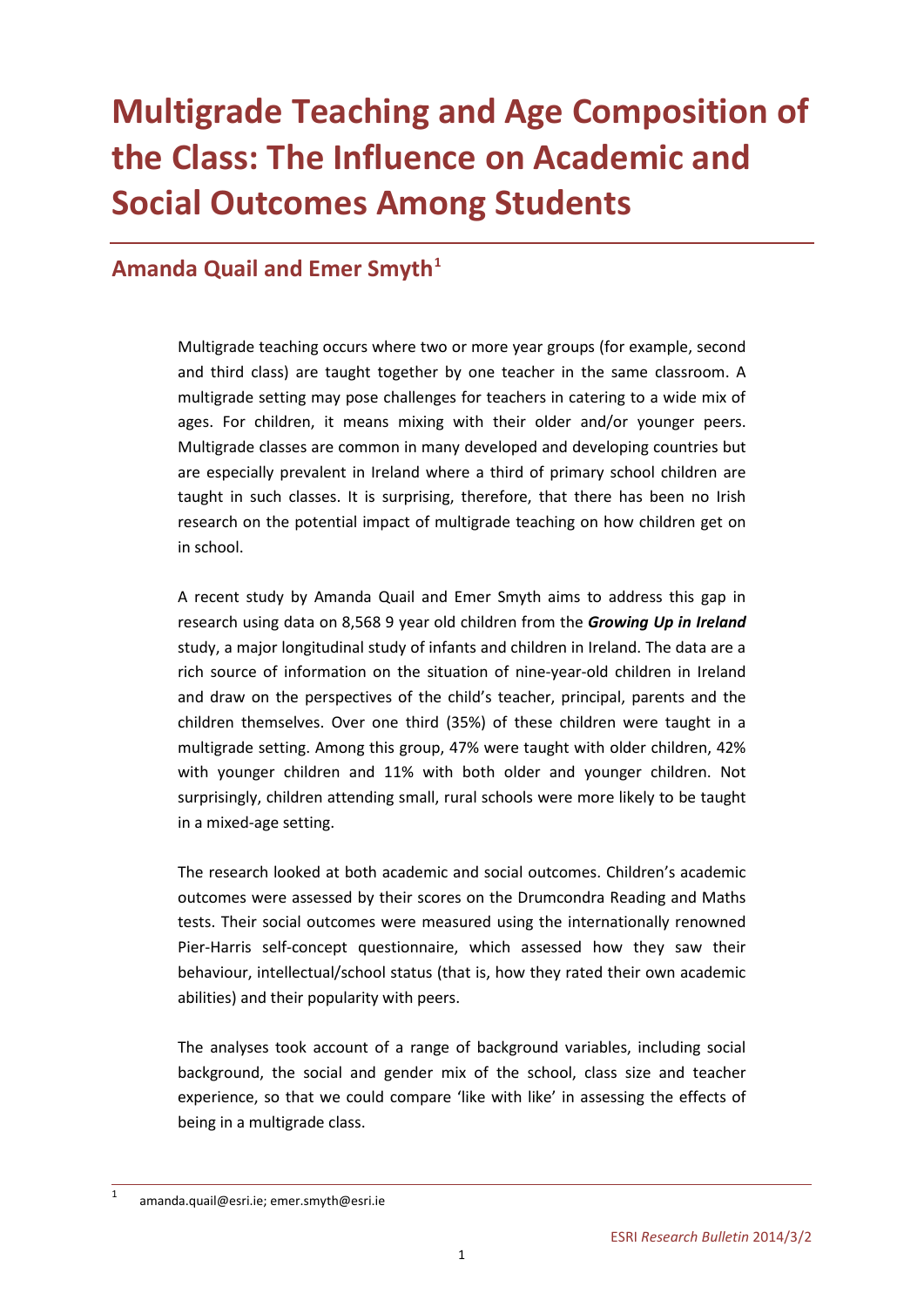# Multigrade Teaching and Age Composition of the Class: The Influence on Academic and Social Outcomes Among Students

## Amanda Quail and Emer Smyth[1]

Multigrade teaching occurs where two or more year groups (for example, second and third class) are taught together by one teacher in the same classroom. A multigrade setting may pose challenges for teachers in catering to a wide mix of ages. For children, it means mixing with their older and/or younger peers. Multigrade classes are common in many developed and developing countries but are especially prevalent in Ireland where a third of primary school children are taught in such classes. It is surprising, therefore, that there has been no Irish research on the potential impact of multigrade teaching on how children get on in school.

A recent study by Amanda Quail and Emer Smyth aims to address this gap in research using data on 8,568 9 year old children from the ***Growing Up in Ireland*** study, a major longitudinal study of infants and children in Ireland. The data are a rich source of information on the situation of nine-year-old children in Ireland and draw on the perspectives of the child's teacher, principal, parents and the children themselves. Over one third (35%) of these children were taught in a multigrade setting. Among this group, 47% were taught with older children, 42% with younger children and 11% with both older and younger children. Not surprisingly, children attending small, rural schools were more likely to be taught in a mixed-age setting.

The research looked at both academic and social outcomes. Children's academic outcomes were assessed by their scores on the Drumcondra Reading and Maths tests. Their social outcomes were measured using the internationally renowned Pier-Harris self-concept questionnaire, which assessed how they saw their behaviour, intellectual/school status (that is, how they rated their own academic abilities) and their popularity with peers.

The analyses took account of a range of background variables, including social background, the social and gender mix of the school, class size and teacher experience, so that we could compare 'like with like' in assessing the effects of being in a multigrade class.

[1] amanda.quail@esri.ie; emer.smyth@esri.ie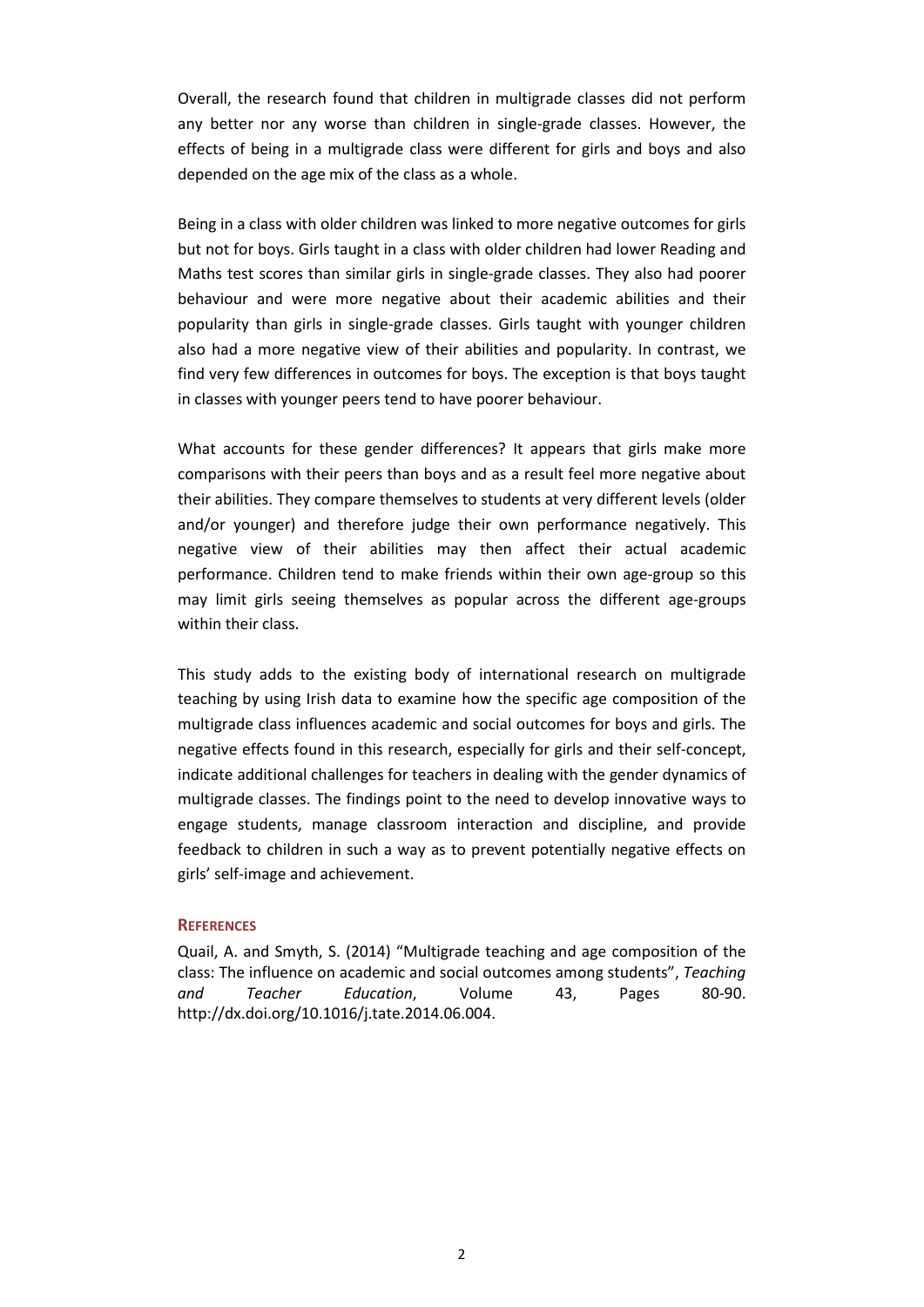Overall, the research found that children in multigrade classes did not perform any better nor any worse than children in single-grade classes. However, the effects of being in a multigrade class were different for girls and boys and also depended on the age mix of the class as a whole.

Being in a class with older children was linked to more negative outcomes for girls but not for boys. Girls taught in a class with older children had lower Reading and Maths test scores than similar girls in single-grade classes. They also had poorer behaviour and were more negative about their academic abilities and their popularity than girls in single-grade classes. Girls taught with younger children also had a more negative view of their abilities and popularity. In contrast, we find very few differences in outcomes for boys. The exception is that boys taught in classes with younger peers tend to have poorer behaviour.

What accounts for these gender differences? It appears that girls make more comparisons with their peers than boys and as a result feel more negative about their abilities. They compare themselves to students at very different levels (older and/or younger) and therefore judge their own performance negatively. This negative view of their abilities may then affect their actual academic performance. Children tend to make friends within their own age-group so this may limit girls seeing themselves as popular across the different age-groups within their class.

This study adds to the existing body of international research on multigrade teaching by using Irish data to examine how the specific age composition of the multigrade class influences academic and social outcomes for boys and girls. The negative effects found in this research, especially for girls and their self-concept, indicate additional challenges for teachers in dealing with the gender dynamics of multigrade classes. The findings point to the need to develop innovative ways to engage students, manage classroom interaction and discipline, and provide feedback to children in such a way as to prevent potentially negative effects on girls' self-image and achievement.

## References

Quail, A. and Smyth, S. (2014) "Multigrade teaching and age composition of the class: The influence on academic and social outcomes among students", *Teaching and Teacher Education*, Volume 43, Pages 80-90. http://dx.doi.org/10.1016/j.tate.2014.06.004.